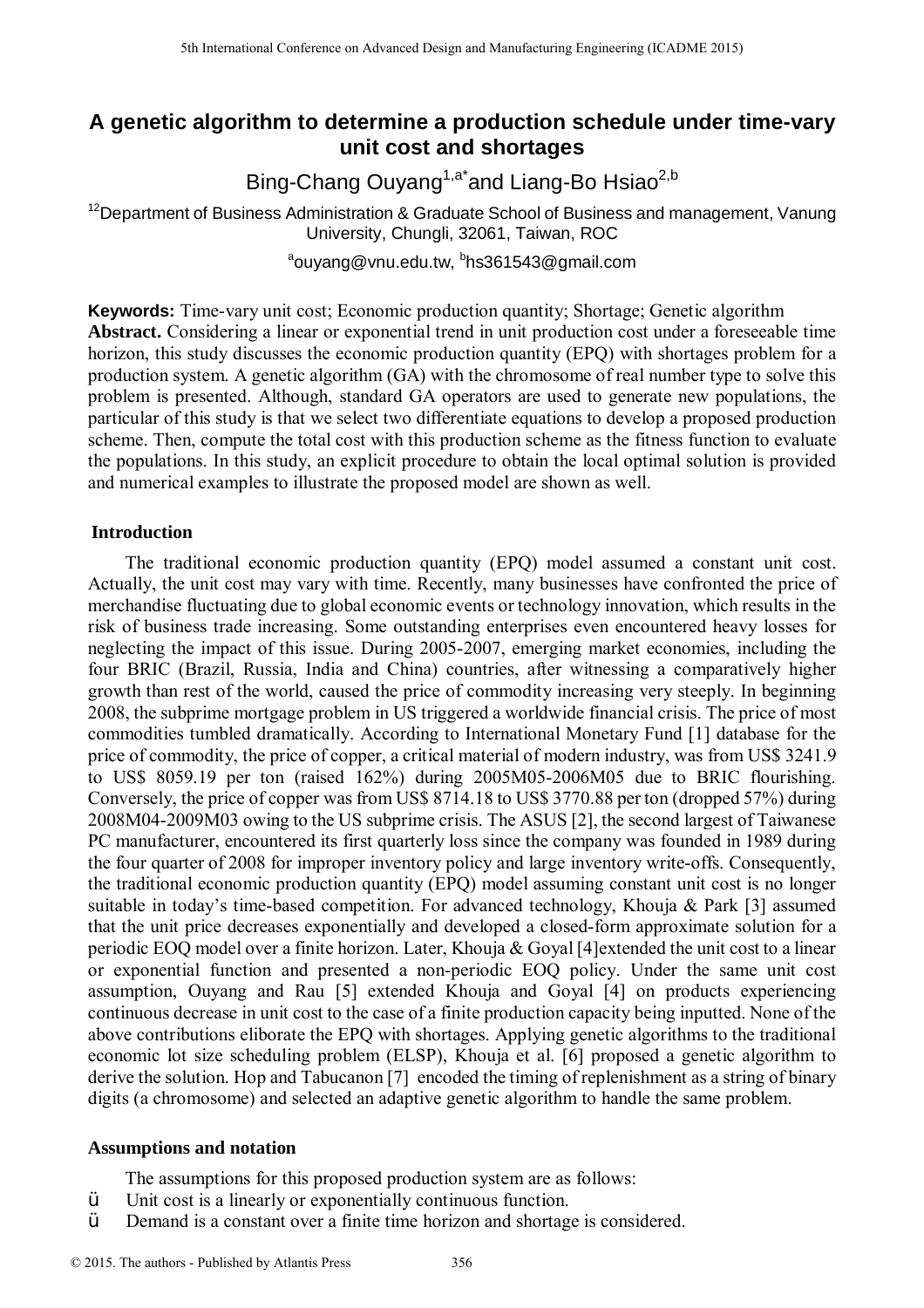# A genetic algorithm to determine a production schedule under time-vary unit cost and shortages

Bing-Chang Ouyang[1,a*] and Liang-Bo Hsiao[2,b]

[12]Department of Business Administration & Graduate School of Business and management, Vanung University, Chungli, 32061, Taiwan, ROC

[a]ouyang@vnu.edu.tw, [b]hs361543@gmail.com

**Keywords:** Time-vary unit cost; Economic production quantity; Shortage; Genetic algorithm

**Abstract.** Considering a linear or exponential trend in unit production cost under a foreseeable time horizon, this study discusses the economic production quantity (EPQ) with shortages problem for a production system. A genetic algorithm (GA) with the chromosome of real number type to solve this problem is presented. Although, standard GA operators are used to generate new populations, the particular of this study is that we select two differentiate equations to develop a proposed production scheme. Then, compute the total cost with this production scheme as the fitness function to evaluate the populations. In this study, an explicit procedure to obtain the local optimal solution is provided and numerical examples to illustrate the proposed model are shown as well.

## Introduction

The traditional economic production quantity (EPQ) model assumed a constant unit cost. Actually, the unit cost may vary with time. Recently, many businesses have confronted the price of merchandise fluctuating due to global economic events or technology innovation, which results in the risk of business trade increasing. Some outstanding enterprises even encountered heavy losses for neglecting the impact of this issue. During 2005-2007, emerging market economies, including the four BRIC (Brazil, Russia, India and China) countries, after witnessing a comparatively higher growth than rest of the world, caused the price of commodity increasing very steeply. In beginning 2008, the subprime mortgage problem in US triggered a worldwide financial crisis. The price of most commodities tumbled dramatically. According to International Monetary Fund [1] database for the price of commodity, the price of copper, a critical material of modern industry, was from US$ 3241.9 to US$ 8059.19 per ton (raised 162%) during 2005M05-2006M05 due to BRIC flourishing. Conversely, the price of copper was from US$ 8714.18 to US$ 3770.88 per ton (dropped 57%) during 2008M04-2009M03 owing to the US subprime crisis. The ASUS [2], the second largest of Taiwanese PC manufacturer, encountered its first quarterly loss since the company was founded in 1989 during the four quarter of 2008 for improper inventory policy and large inventory write-offs. Consequently, the traditional economic production quantity (EPQ) model assuming constant unit cost is no longer suitable in today's time-based competition. For advanced technology, Khouja & Park [3] assumed that the unit price decreases exponentially and developed a closed-form approximate solution for a periodic EOQ model over a finite horizon. Later, Khouja & Goyal [4]extended the unit cost to a linear or exponential function and presented a non-periodic EOQ policy. Under the same unit cost assumption, Ouyang and Rau [5] extended Khouja and Goyal [4] on products experiencing continuous decrease in unit cost to the case of a finite production capacity being inputted. None of the above contributions eliborate the EPQ with shortages. Applying genetic algorithms to the traditional economic lot size scheduling problem (ELSP), Khouja et al. [6] proposed a genetic algorithm to derive the solution. Hop and Tabucanon [7] encoded the timing of replenishment as a string of binary digits (a chromosome) and selected an adaptive genetic algorithm to handle the same problem.

## Assumptions and notation

The assumptions for this proposed production system are as follows:

- Unit cost is a linearly or exponentially continuous function.
- Demand is a constant over a finite time horizon and shortage is considered.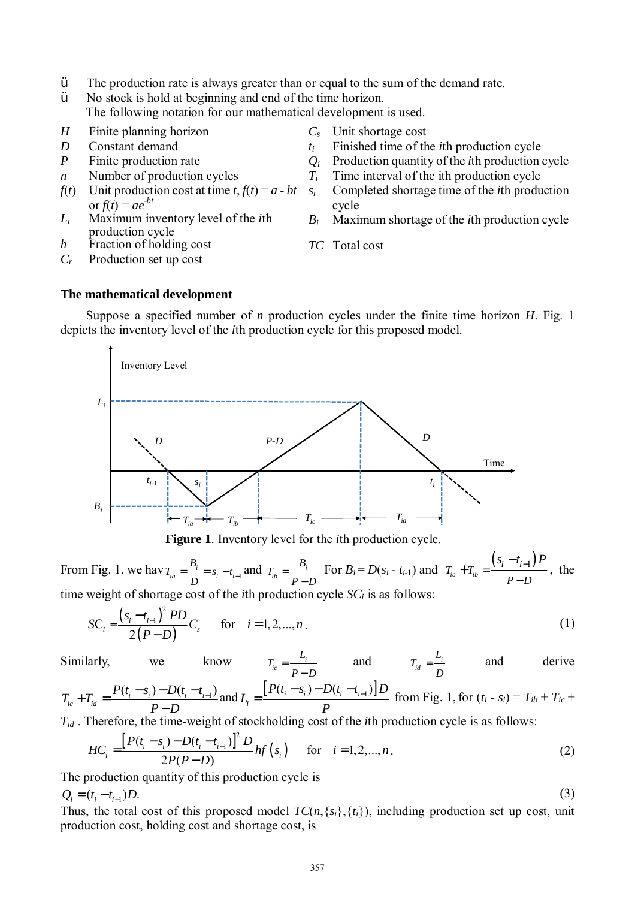- The production rate is always greater than or equal to the sum of the demand rate.
- No stock is hold at beginning and end of the time horizon.

The following notation for our mathematical development is used.

| | | | |
|---|---|---|---|
| $H$ | Finite planning horizon | $C_s$ | Unit shortage cost |
| $D$ | Constant demand | $t_i$ | Finished time of the $i$th production cycle |
| $P$ | Finite production rate | $Q_i$ | Production quantity of the $i$th production cycle |
| $n$ | Number of production cycles | $T_i$ | Time interval of the ith production cycle |
| $f(t)$ | Unit production cost at time $t$, $f(t) = a - bt$ or $f(t) = ae^{-bt}$ | $s_i$ | Completed shortage time of the $i$th production cycle |
| $L_i$ | Maximum inventory level of the $i$th production cycle | $B_i$ | Maximum shortage of the $i$th production cycle |
| $h$ | Fraction of holding cost | $TC$ | Total cost |
| $C_r$ | Production set up cost | | |

**The mathematical development**

Suppose a specified number of $n$ production cycles under the finite time horizon $H$. Fig. 1 depicts the inventory level of the $i$th production cycle for this proposed model.

**Figure 1**. Inventory level for the $i$th production cycle.

From Fig. 1, we hav $T_{ia} = \frac{B_i}{D} = s_i - t_{i-1}$ and $T_{ib} = \frac{B_i}{P-D}$. For $B_i = D(s_i - t_{i-1})$ and $T_{ia} + T_{ib} = \frac{(s_i - t_{i-1})P}{P-D}$, the time weight of shortage cost of the $i$th production cycle $SC_i$ is as follows:

$$SC_i = \frac{(s_i - t_{i-1})^2 PD}{2(P-D)} C_s \quad \text{for} \quad i = 1, 2, ..., n. \tag{1}$$

Similarly, we know $T_{ic} = \frac{L_i}{P-D}$ and $T_{id} = \frac{L_i}{D}$ and derive $T_{ic} + T_{id} = \frac{P(t_i - s_i) - D(t_i - t_{i-1})}{P-D}$ and $L_i = \frac{[P(t_i - s_i) - D(t_i - t_{i-1})]D}{P}$ from Fig. 1, for $(t_i - s_i) = T_{ib} + T_{ic} + T_{id}$. Therefore, the time-weight of stockholding cost of the $i$th production cycle is as follows:

$$HC_i = \frac{[P(t_i - s_i) - D(t_i - t_{i-1})]^2 D}{2P(P-D)} hf(s_i) \quad \text{for} \quad i = 1, 2, ..., n. \tag{2}$$

The production quantity of this production cycle is

$$Q_i = (t_i - t_{i-1})D. \tag{3}$$

Thus, the total cost of this proposed model $TC(n, \{s_i\}, \{t_i\})$, including production set up cost, unit production cost, holding cost and shortage cost, is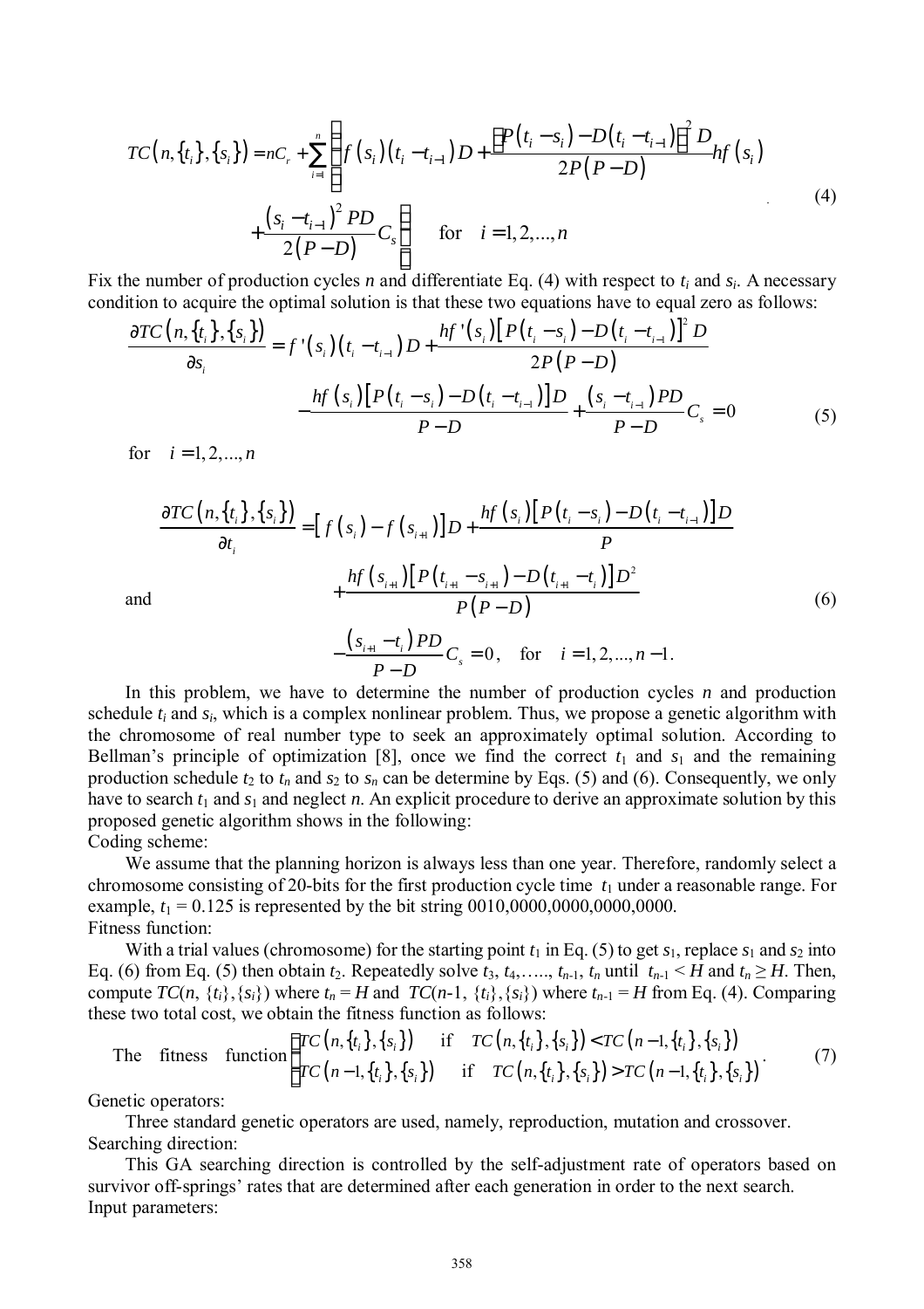$$TC\left(n,\{t_i\},\{s_i\}\right)=nC_r+\sum_{i=1}^{n}\left\{f\left(s_i\right)\left(t_i-t_{i-1}\right)D+\frac{\left[P\left(t_i-s_i\right)-D\left(t_i-t_{i-1}\right)\right]^2 D}{2P\left(P-D\right)}hf\left(s_i\right)+\frac{\left(s_i-t_{i-1}\right)^2 PD}{2\left(P-D\right)}C_s\right\}\quad \text{for}\quad i=1,2,...,n \tag{4}$$

Fix the number of production cycles $n$ and differentiate Eq. (4) with respect to $t_i$ and $s_i$. A necessary condition to acquire the optimal solution is that these two equations have to equal zero as follows:

$$\frac{\partial TC\left(n,\{t_i\},\{s_i\}\right)}{\partial s_i}=f'\left(s_i\right)\left(t_i-t_{i-1}\right)D+\frac{hf'\left(s_i\right)\left[P\left(t_i-s_i\right)-D\left(t_i-t_{i-1}\right)\right]^2 D}{2P\left(P-D\right)}-\frac{hf\left(s_i\right)\left[P\left(t_i-s_i\right)-D\left(t_i-t_{i-1}\right)\right]D}{P-D}+\frac{\left(s_i-t_{i-1}\right)PD}{P-D}C_s=0 \tag{5}$$

for $\quad i=1,2,...,n$

and

$$\frac{\partial TC\left(n,\{t_i\},\{s_i\}\right)}{\partial t_i}=\left[f\left(s_i\right)-f\left(s_{i+1}\right)\right]D+\frac{hf\left(s_i\right)\left[P\left(t_i-s_i\right)-D\left(t_i-t_{i-1}\right)\right]D}{P}+\frac{hf\left(s_{i+1}\right)\left[P\left(t_{i+1}-s_{i+1}\right)-D\left(t_{i+1}-t_i\right)\right]D^2}{P\left(P-D\right)}-\frac{\left(s_{i+1}-t_i\right)PD}{P-D}C_s=0,\quad \text{for}\quad i=1,2,...,n-1. \tag{6}$$

In this problem, we have to determine the number of production cycles $n$ and production schedule $t_i$ and $s_i$, which is a complex nonlinear problem. Thus, we propose a genetic algorithm with the chromosome of real number type to seek an approximately optimal solution. According to Bellman's principle of optimization [8], once we find the correct $t_1$ and $s_1$ and the remaining production schedule $t_2$ to $t_n$ and $s_2$ to $s_n$ can be determine by Eqs. (5) and (6). Consequently, we only have to search $t_1$ and $s_1$ and neglect $n$. An explicit procedure to derive an approximate solution by this proposed genetic algorithm shows in the following:

Coding scheme:

We assume that the planning horizon is always less than one year. Therefore, randomly select a chromosome consisting of 20-bits for the first production cycle time $t_1$ under a reasonable range. For example, $t_1 = 0.125$ is represented by the bit string 0010,0000,0000,0000,0000.

Fitness function:

With a trial values (chromosome) for the starting point $t_1$ in Eq. (5) to get $s_1$, replace $s_1$ and $s_2$ into Eq. (6) from Eq. (5) then obtain $t_2$. Repeatedly solve $t_3, t_4, \ldots, t_{n-1}, t_n$ until $t_{n-1} < H$ and $t_n \geq H$. Then, compute $TC(n, \{t_i\},\{s_i\})$ where $t_n = H$ and $TC(n\text{-}1, \{t_i\},\{s_i\})$ where $t_{n-1} = H$ from Eq. (4). Comparing these two total cost, we obtain the fitness function as follows:

$$\text{The fitness function}\begin{cases}TC\left(n,\{t_i\},\{s_i\}\right) & \text{if}\quad TC\left(n,\{t_i\},\{s_i\}\right)<TC\left(n-1,\{t_i\},\{s_i\}\right)\\ TC\left(n-1,\{t_i\},\{s_i\}\right) & \text{if}\quad TC\left(n,\{t_i\},\{s_i\}\right)>TC\left(n-1,\{t_i\},\{s_i\}\right)\end{cases}. \tag{7}$$

Genetic operators:

Three standard genetic operators are used, namely, reproduction, mutation and crossover.

Searching direction:

This GA searching direction is controlled by the self-adjustment rate of operators based on survivor off-springs' rates that are determined after each generation in order to the next search.

Input parameters: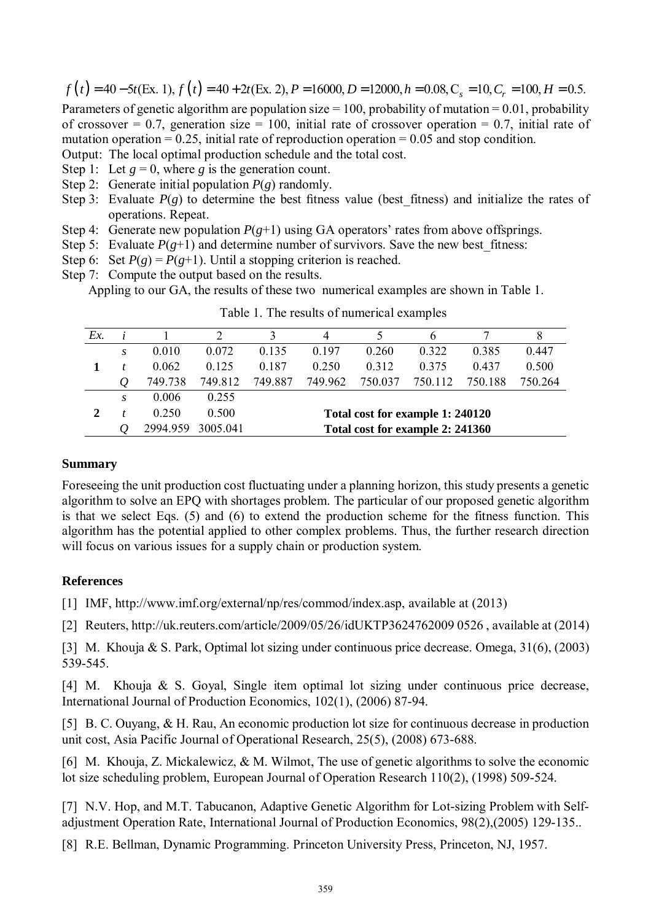$f(t) = 40 - 5t$(Ex. 1), $f(t) = 40 + 2t$(Ex. 2), $P = 16000, D = 12000, h = 0.08, C_s = 10, C_r = 100, H = 0.5.$

Parameters of genetic algorithm are population size = 100, probability of mutation = 0.01, probability of crossover = 0.7, generation size = 100, initial rate of crossover operation = 0.7, initial rate of mutation operation = 0.25, initial rate of reproduction operation = 0.05 and stop condition.

Output: The local optimal production schedule and the total cost.

Step 1: Let $g = 0$, where $g$ is the generation count.

Step 2: Generate initial population $P(g)$ randomly.

Step 3: Evaluate $P(g)$ to determine the best fitness value (best_fitness) and initialize the rates of operations. Repeat.

Step 4: Generate new population $P(g+1)$ using GA operators' rates from above offsprings.

Step 5: Evaluate $P(g+1)$ and determine number of survivors. Save the new best_fitness:

Step 6: Set $P(g) = P(g+1)$. Until a stopping criterion is reached.

Step 7: Compute the output based on the results.

Appling to our GA, the results of these two numerical examples are shown in Table 1.

Table 1. The results of numerical examples

| *Ex.* | *i* | 1 | 2 | 3 | 4 | 5 | 6 | 7 | 8 |
|---|---|---|---|---|---|---|---|---|---|
| **1** | *s* | 0.010 | 0.072 | 0.135 | 0.197 | 0.260 | 0.322 | 0.385 | 0.447 |
| | *t* | 0.062 | 0.125 | 0.187 | 0.250 | 0.312 | 0.375 | 0.437 | 0.500 |
| | *Q* | 749.738 | 749.812 | 749.887 | 749.962 | 750.037 | 750.112 | 750.188 | 750.264 |
| **2** | *s* | 0.006 | 0.255 | | | | | | |
| | *t* | 0.250 | 0.500 | | **Total cost for example 1: 240120** | | | | |
| | *Q* | 2994.959 | 3005.041 | | **Total cost for example 2: 241360** | | | | |

**Summary**

Foreseeing the unit production cost fluctuating under a planning horizon, this study presents a genetic algorithm to solve an EPQ with shortages problem. The particular of our proposed genetic algorithm is that we select Eqs. (5) and (6) to extend the production scheme for the fitness function. This algorithm has the potential applied to other complex problems. Thus, the further research direction will focus on various issues for a supply chain or production system.

**References**

[1] IMF, http://www.imf.org/external/np/res/commod/index.asp, available at (2013)

[2] Reuters, http://uk.reuters.com/article/2009/05/26/idUKTP3624762009 0526 , available at (2014)

[3] M. Khouja & S. Park, Optimal lot sizing under continuous price decrease. Omega, 31(6), (2003) 539-545.

[4] M. Khouja & S. Goyal, Single item optimal lot sizing under continuous price decrease, International Journal of Production Economics, 102(1), (2006) 87-94.

[5] B. C. Ouyang, & H. Rau, An economic production lot size for continuous decrease in production unit cost, Asia Pacific Journal of Operational Research, 25(5), (2008) 673-688.

[6] M. Khouja, Z. Mickalewicz, & M. Wilmot, The use of genetic algorithms to solve the economic lot size scheduling problem, European Journal of Operation Research 110(2), (1998) 509-524.

[7] N.V. Hop, and M.T. Tabucanon, Adaptive Genetic Algorithm for Lot-sizing Problem with Self-adjustment Operation Rate, International Journal of Production Economics, 98(2),(2005) 129-135..

[8] R.E. Bellman, Dynamic Programming. Princeton University Press, Princeton, NJ, 1957.